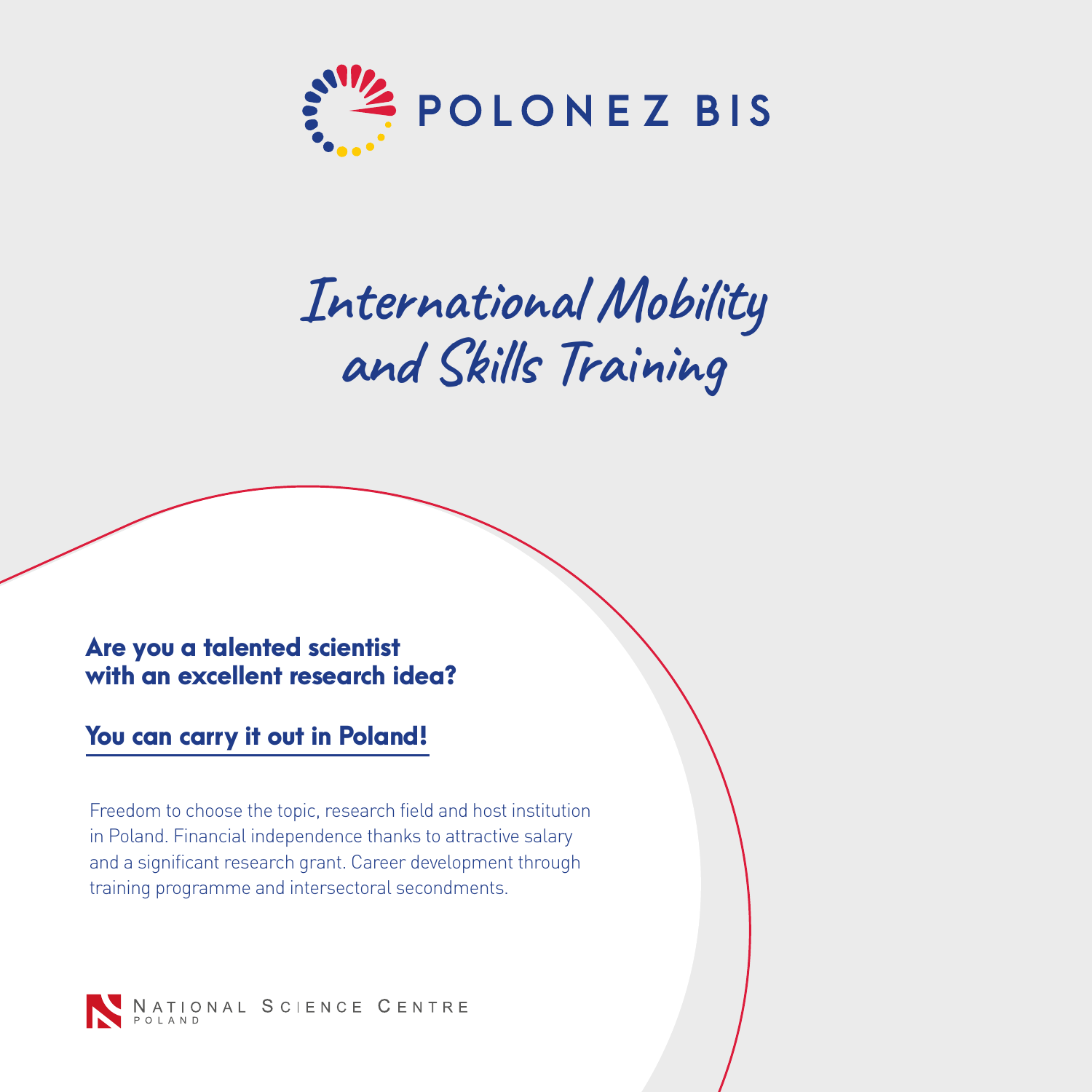# POLONEZ BIS

## International Mobility and Skills Training

**Are you a talented scientist with an excellent research idea?**

**You can carry it out in Poland!**

Freedom to choose the topic, research field and host institution in Poland. Financial independence thanks to attractive salary and a significant research grant. Career development through training programme and intersectoral secondments.

NATIONAL SCIENCE CENTRE POLAND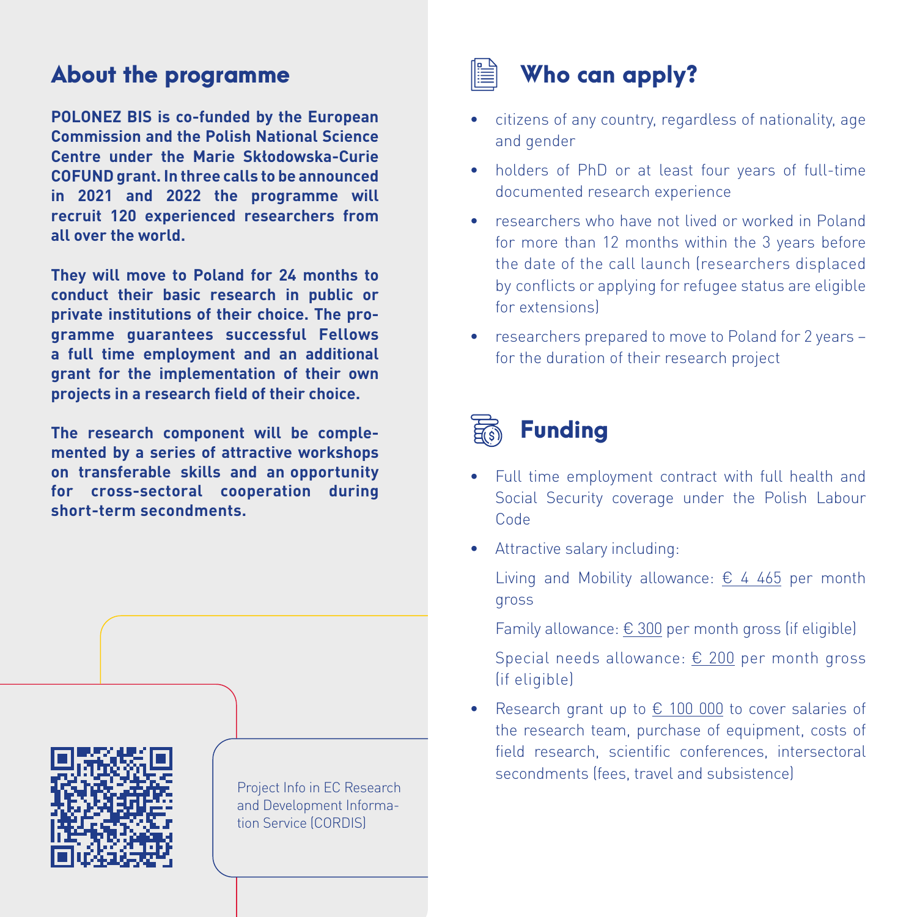## About the programme

**POLONEZ BIS is co-funded by the European Commission and the Polish National Science Centre under the Marie Skłodowska-Curie COFUND grant. In three calls to be announced in 2021 and 2022 the programme will recruit 120 experienced researchers from all over the world.**

**They will move to Poland for 24 months to conduct their basic research in public or private institutions of their choice. The programme guarantees successful Fellows a full time employment and an additional grant for the implementation of their own projects in a research field of their choice.**

**The research component will be complemented by a series of attractive workshops on transferable skills and an opportunity for cross-sectoral cooperation during short-term secondments.**

Project Info in EC Research and Development Information Service (CORDIS)

## Who can apply?

- citizens of any country, regardless of nationality, age and gender
- holders of PhD or at least four years of full-time documented research experience
- researchers who have not lived or worked in Poland for more than 12 months within the 3 years before the date of the call launch (researchers displaced by conflicts or applying for refugee status are eligible for extensions)
- researchers prepared to move to Poland for 2 years – for the duration of their research project

## Funding

- Full time employment contract with full health and Social Security coverage under the Polish Labour Code
- Attractive salary including:

  Living and Mobility allowance: € 4 465 per month gross

  Family allowance: € 300 per month gross (if eligible)

  Special needs allowance: € 200 per month gross (if eligible)
- Research grant up to € 100 000 to cover salaries of the research team, purchase of equipment, costs of field research, scientific conferences, intersectoral secondments (fees, travel and subsistence)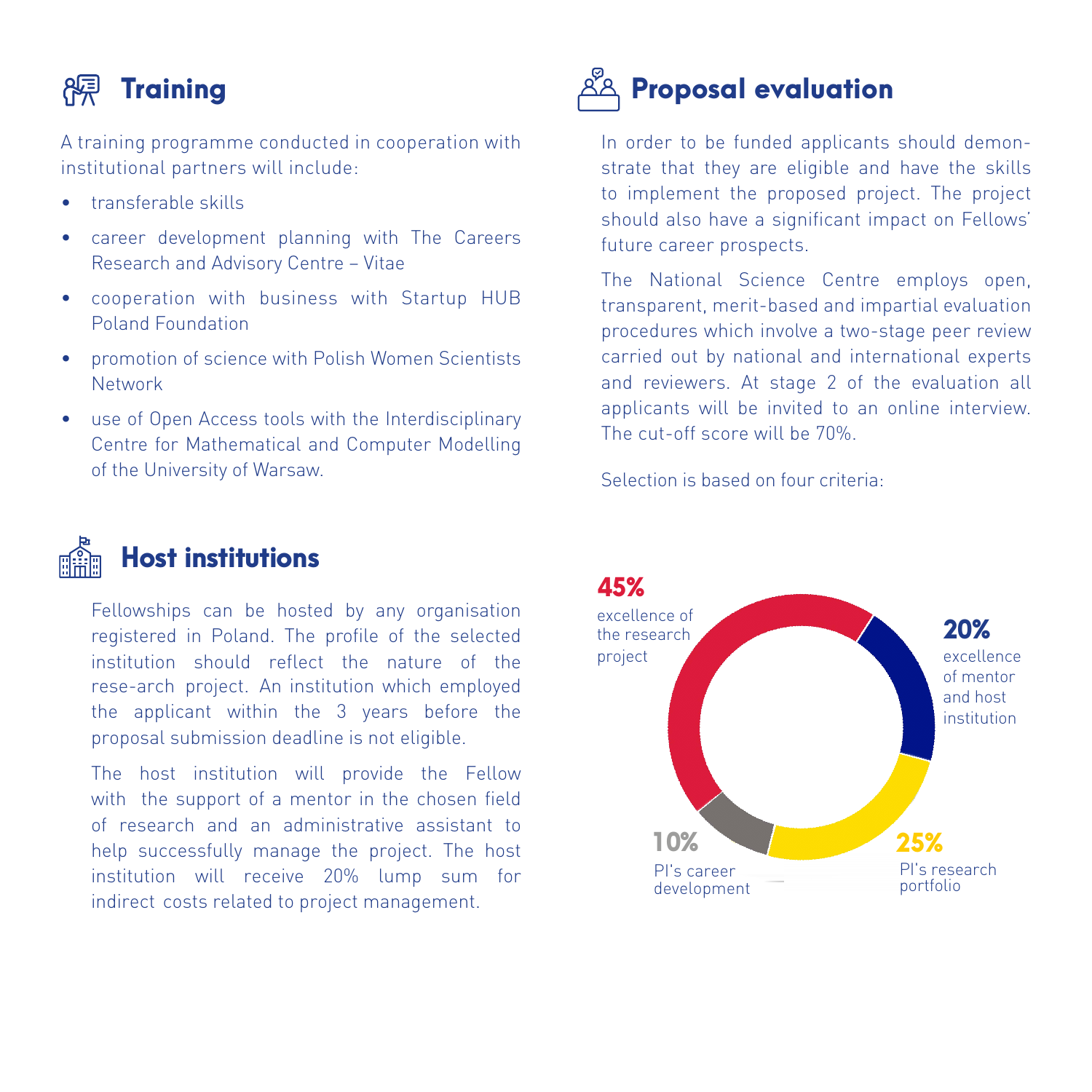## Training

A training programme conducted in cooperation with institutional partners will include:

- transferable skills
- career development planning with The Careers Research and Advisory Centre – Vitae
- cooperation with business with Startup HUB Poland Foundation
- promotion of science with Polish Women Scientists Network
- use of Open Access tools with the Interdisciplinary Centre for Mathematical and Computer Modelling of the University of Warsaw.

## Host institutions

Fellowships can be hosted by any organisation registered in Poland. The profile of the selected institution should reflect the nature of the rese-arch project. An institution which employed the applicant within the 3 years before the proposal submission deadline is not eligible.

The host institution will provide the Fellow with the support of a mentor in the chosen field of research and an administrative assistant to help successfully manage the project. The host institution will receive 20% lump sum for indirect costs related to project management.

## Proposal evaluation

In order to be funded applicants should demonstrate that they are eligible and have the skills to implement the proposed project. The project should also have a significant impact on Fellows' future career prospects.

The National Science Centre employs open, transparent, merit-based and impartial evaluation procedures which involve a two-stage peer review carried out by national and international experts and reviewers. At stage 2 of the evaluation all applicants will be invited to an online interview. The cut-off score will be 70%.

Selection is based on four criteria:

- **45%** excellence of the research project
- **20%** excellence of mentor and host institution
- **25%** PI's research portfolio
- **10%** PI's career development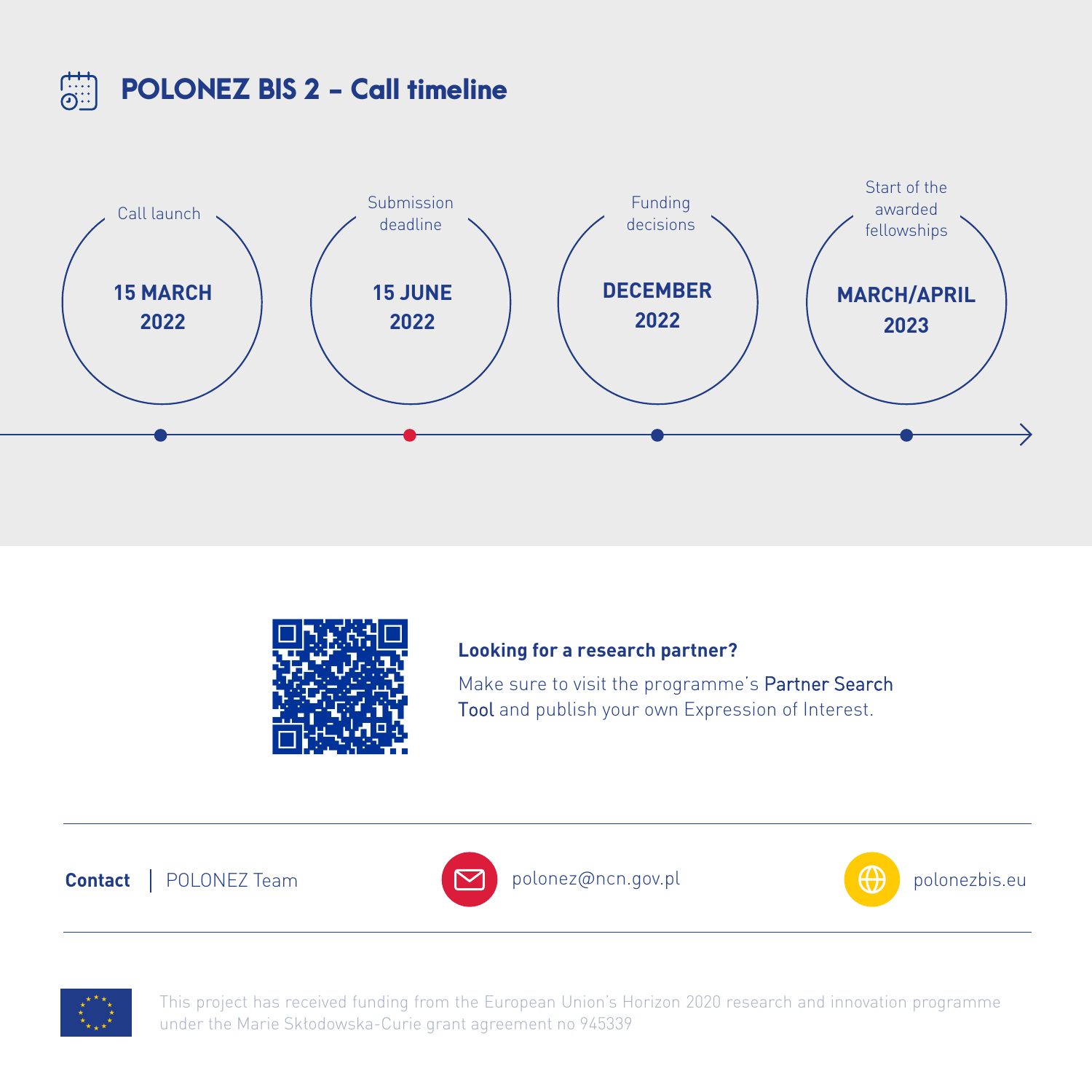# POLONEZ BIS 2 – Call timeline

Call launch
**15 MARCH 2022**

Submission deadline
**15 JUNE 2022**

Funding decisions
**DECEMBER 2022**

Start of the awarded fellowships
**MARCH/APRIL 2023**

**Looking for a research partner?**

Make sure to visit the programme's Partner Search Tool and publish your own Expression of Interest.

**Contact** | POLONEZ Team

polonez@ncn.gov.pl

polonezbis.eu

This project has received funding from the European Union's Horizon 2020 research and innovation programme under the Marie Skłodowska-Curie grant agreement no 945339